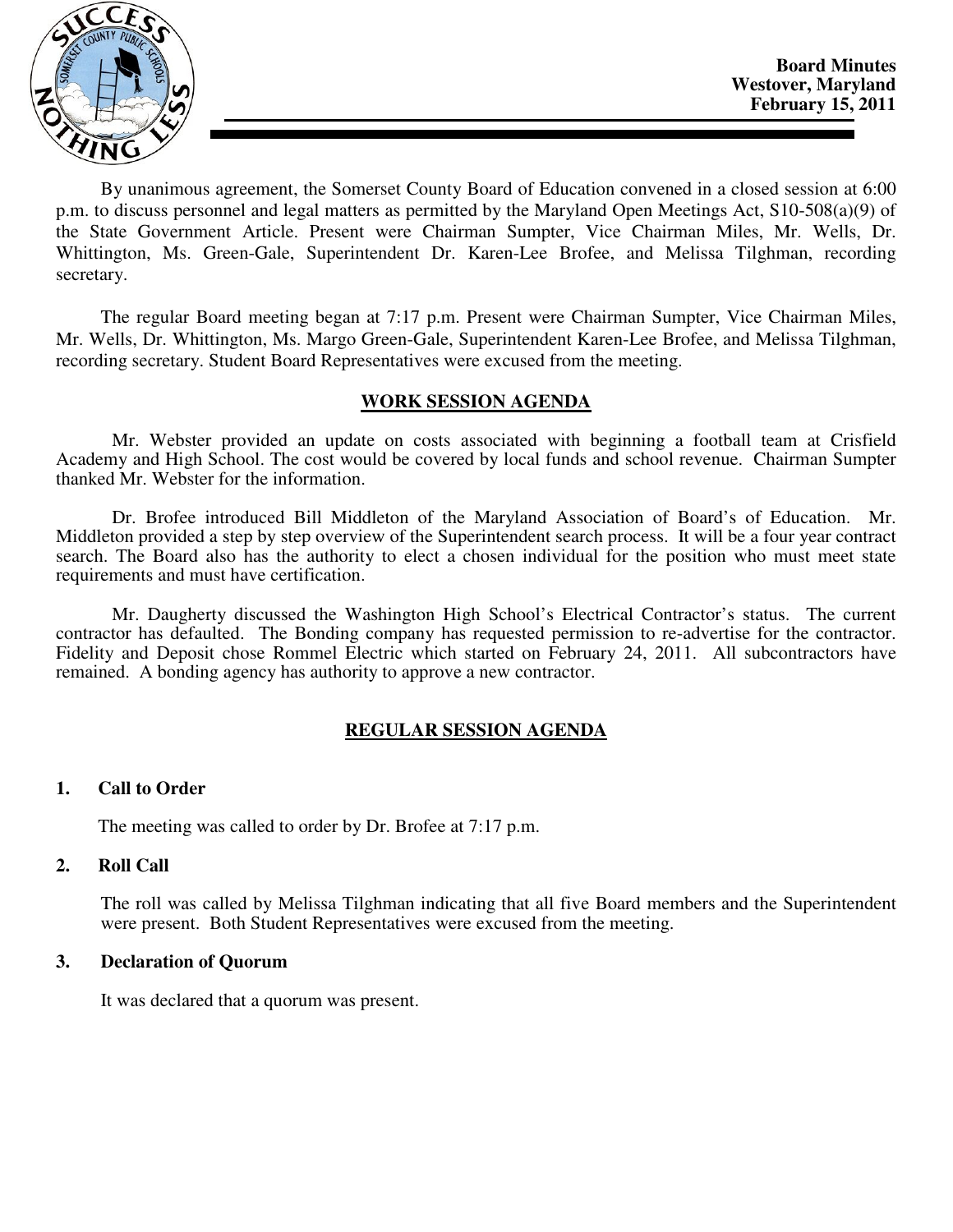**Board Minutes**
**Westover, Maryland**
**February 15, 2011**

By unanimous agreement, the Somerset County Board of Education convened in a closed session at 6:00 p.m. to discuss personnel and legal matters as permitted by the Maryland Open Meetings Act, S10-508(a)(9) of the State Government Article. Present were Chairman Sumpter, Vice Chairman Miles, Mr. Wells, Dr. Whittington, Ms. Green-Gale, Superintendent Dr. Karen-Lee Brofee, and Melissa Tilghman, recording secretary.

The regular Board meeting began at 7:17 p.m. Present were Chairman Sumpter, Vice Chairman Miles, Mr. Wells, Dr. Whittington, Ms. Margo Green-Gale, Superintendent Karen-Lee Brofee, and Melissa Tilghman, recording secretary. Student Board Representatives were excused from the meeting.

## WORK SESSION AGENDA

Mr. Webster provided an update on costs associated with beginning a football team at Crisfield Academy and High School. The cost would be covered by local funds and school revenue. Chairman Sumpter thanked Mr. Webster for the information.

Dr. Brofee introduced Bill Middleton of the Maryland Association of Board's of Education. Mr. Middleton provided a step by step overview of the Superintendent search process. It will be a four year contract search. The Board also has the authority to elect a chosen individual for the position who must meet state requirements and must have certification.

Mr. Daugherty discussed the Washington High School's Electrical Contractor's status. The current contractor has defaulted. The Bonding company has requested permission to re-advertise for the contractor. Fidelity and Deposit chose Rommel Electric which started on February 24, 2011. All subcontractors have remained. A bonding agency has authority to approve a new contractor.

## REGULAR SESSION AGENDA

### 1. Call to Order

The meeting was called to order by Dr. Brofee at 7:17 p.m.

### 2. Roll Call

The roll was called by Melissa Tilghman indicating that all five Board members and the Superintendent were present. Both Student Representatives were excused from the meeting.

### 3. Declaration of Quorum

It was declared that a quorum was present.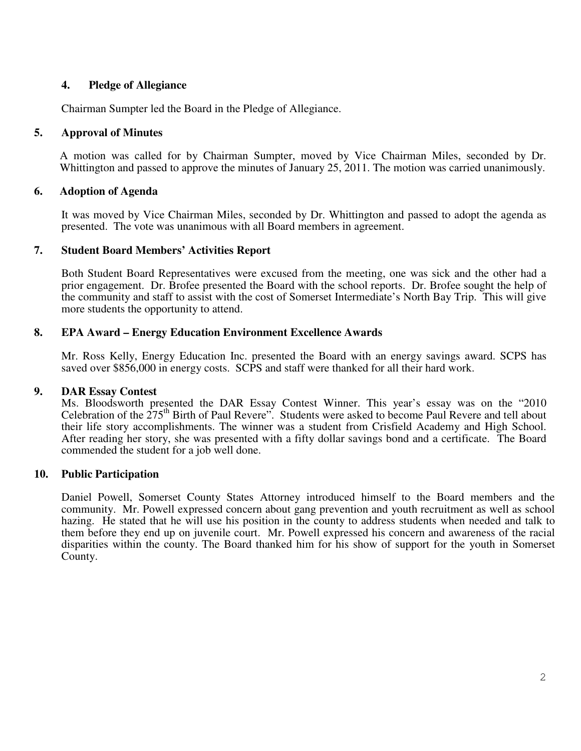## 4. Pledge of Allegiance

Chairman Sumpter led the Board in the Pledge of Allegiance.

## 5. Approval of Minutes

A motion was called for by Chairman Sumpter, moved by Vice Chairman Miles, seconded by Dr. Whittington and passed to approve the minutes of January 25, 2011. The motion was carried unanimously.

## 6. Adoption of Agenda

It was moved by Vice Chairman Miles, seconded by Dr. Whittington and passed to adopt the agenda as presented. The vote was unanimous with all Board members in agreement.

## 7. Student Board Members' Activities Report

Both Student Board Representatives were excused from the meeting, one was sick and the other had a prior engagement. Dr. Brofee presented the Board with the school reports. Dr. Brofee sought the help of the community and staff to assist with the cost of Somerset Intermediate's North Bay Trip. This will give more students the opportunity to attend.

## 8. EPA Award – Energy Education Environment Excellence Awards

Mr. Ross Kelly, Energy Education Inc. presented the Board with an energy savings award. SCPS has saved over $856,000 in energy costs. SCPS and staff were thanked for all their hard work.

## 9. DAR Essay Contest

Ms. Bloodsworth presented the DAR Essay Contest Winner. This year's essay was on the "2010 Celebration of the 275th Birth of Paul Revere". Students were asked to become Paul Revere and tell about their life story accomplishments. The winner was a student from Crisfield Academy and High School. After reading her story, she was presented with a fifty dollar savings bond and a certificate. The Board commended the student for a job well done.

## 10. Public Participation

Daniel Powell, Somerset County States Attorney introduced himself to the Board members and the community. Mr. Powell expressed concern about gang prevention and youth recruitment as well as school hazing. He stated that he will use his position in the county to address students when needed and talk to them before they end up on juvenile court. Mr. Powell expressed his concern and awareness of the racial disparities within the county. The Board thanked him for his show of support for the youth in Somerset County.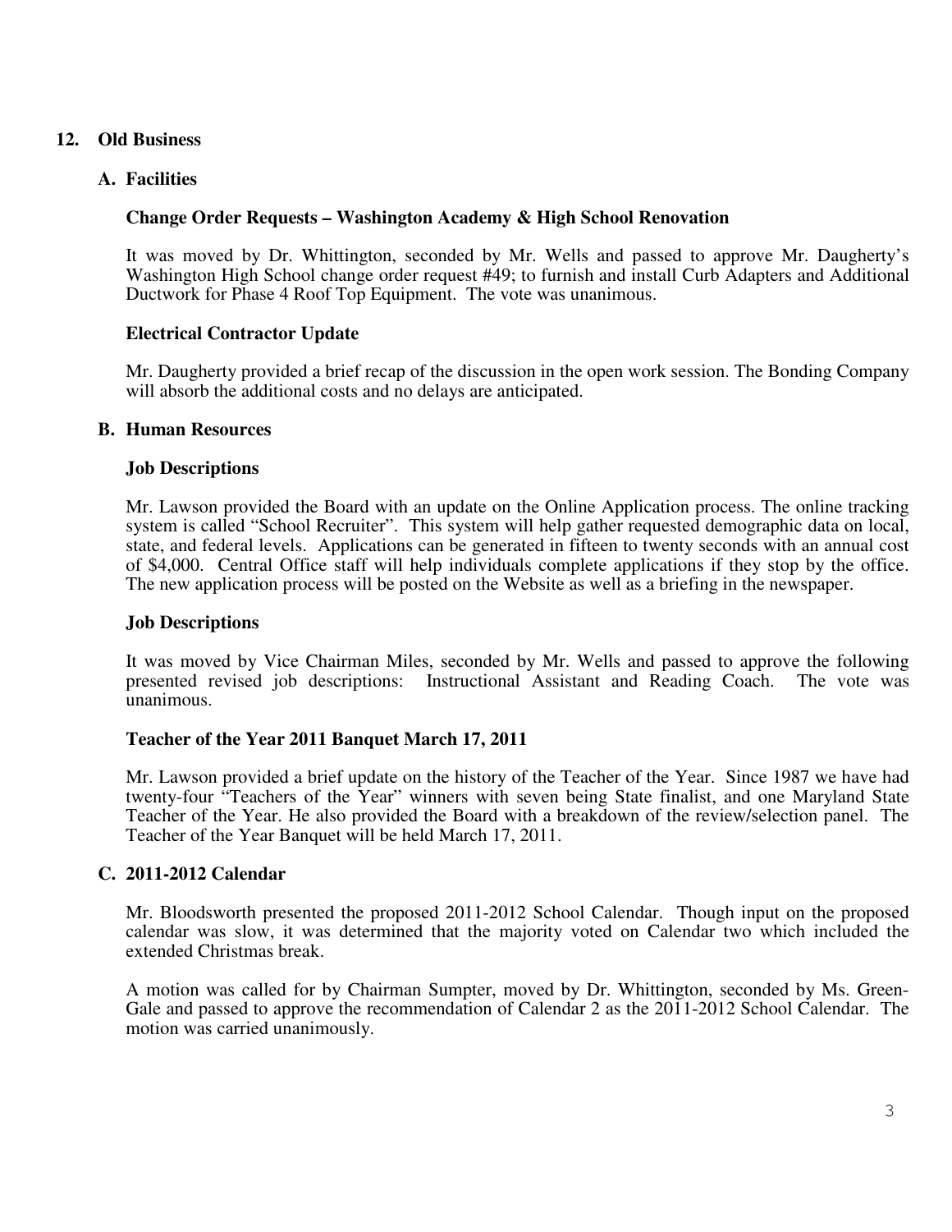## 12. Old Business

### A. Facilities

**Change Order Requests – Washington Academy & High School Renovation**

It was moved by Dr. Whittington, seconded by Mr. Wells and passed to approve Mr. Daugherty's Washington High School change order request #49; to furnish and install Curb Adapters and Additional Ductwork for Phase 4 Roof Top Equipment. The vote was unanimous.

**Electrical Contractor Update**

Mr. Daugherty provided a brief recap of the discussion in the open work session. The Bonding Company will absorb the additional costs and no delays are anticipated.

### B. Human Resources

**Job Descriptions**

Mr. Lawson provided the Board with an update on the Online Application process. The online tracking system is called "School Recruiter". This system will help gather requested demographic data on local, state, and federal levels. Applications can be generated in fifteen to twenty seconds with an annual cost of $4,000. Central Office staff will help individuals complete applications if they stop by the office. The new application process will be posted on the Website as well as a briefing in the newspaper.

**Job Descriptions**

It was moved by Vice Chairman Miles, seconded by Mr. Wells and passed to approve the following presented revised job descriptions: Instructional Assistant and Reading Coach. The vote was unanimous.

**Teacher of the Year 2011 Banquet March 17, 2011**

Mr. Lawson provided a brief update on the history of the Teacher of the Year. Since 1987 we have had twenty-four "Teachers of the Year" winners with seven being State finalist, and one Maryland State Teacher of the Year. He also provided the Board with a breakdown of the review/selection panel. The Teacher of the Year Banquet will be held March 17, 2011.

### C. 2011-2012 Calendar

Mr. Bloodsworth presented the proposed 2011-2012 School Calendar. Though input on the proposed calendar was slow, it was determined that the majority voted on Calendar two which included the extended Christmas break.

A motion was called for by Chairman Sumpter, moved by Dr. Whittington, seconded by Ms. Green-Gale and passed to approve the recommendation of Calendar 2 as the 2011-2012 School Calendar. The motion was carried unanimously.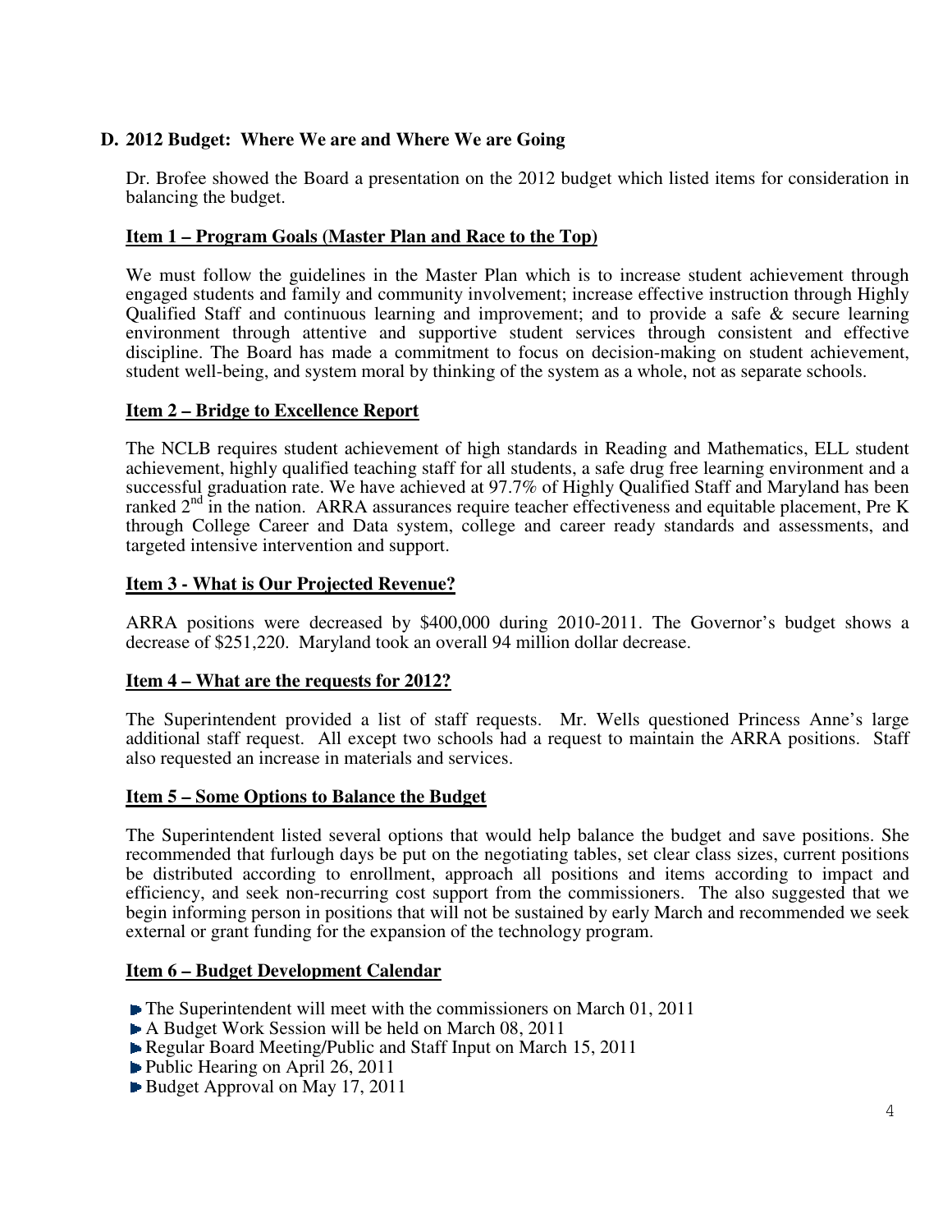## D. 2012 Budget: Where We are and Where We are Going

Dr. Brofee showed the Board a presentation on the 2012 budget which listed items for consideration in balancing the budget.

### Item 1 – Program Goals (Master Plan and Race to the Top)

We must follow the guidelines in the Master Plan which is to increase student achievement through engaged students and family and community involvement; increase effective instruction through Highly Qualified Staff and continuous learning and improvement; and to provide a safe & secure learning environment through attentive and supportive student services through consistent and effective discipline. The Board has made a commitment to focus on decision-making on student achievement, student well-being, and system moral by thinking of the system as a whole, not as separate schools.

### Item 2 – Bridge to Excellence Report

The NCLB requires student achievement of high standards in Reading and Mathematics, ELL student achievement, highly qualified teaching staff for all students, a safe drug free learning environment and a successful graduation rate. We have achieved at 97.7% of Highly Qualified Staff and Maryland has been ranked 2nd in the nation. ARRA assurances require teacher effectiveness and equitable placement, Pre K through College Career and Data system, college and career ready standards and assessments, and targeted intensive intervention and support.

### Item 3 - What is Our Projected Revenue?

ARRA positions were decreased by $400,000 during 2010-2011. The Governor's budget shows a decrease of $251,220. Maryland took an overall 94 million dollar decrease.

### Item 4 – What are the requests for 2012?

The Superintendent provided a list of staff requests. Mr. Wells questioned Princess Anne's large additional staff request. All except two schools had a request to maintain the ARRA positions. Staff also requested an increase in materials and services.

### Item 5 – Some Options to Balance the Budget

The Superintendent listed several options that would help balance the budget and save positions. She recommended that furlough days be put on the negotiating tables, set clear class sizes, current positions be distributed according to enrollment, approach all positions and items according to impact and efficiency, and seek non-recurring cost support from the commissioners. The also suggested that we begin informing person in positions that will not be sustained by early March and recommended we seek external or grant funding for the expansion of the technology program.

### Item 6 – Budget Development Calendar

- The Superintendent will meet with the commissioners on March 01, 2011
- A Budget Work Session will be held on March 08, 2011
- Regular Board Meeting/Public and Staff Input on March 15, 2011
- Public Hearing on April 26, 2011
- Budget Approval on May 17, 2011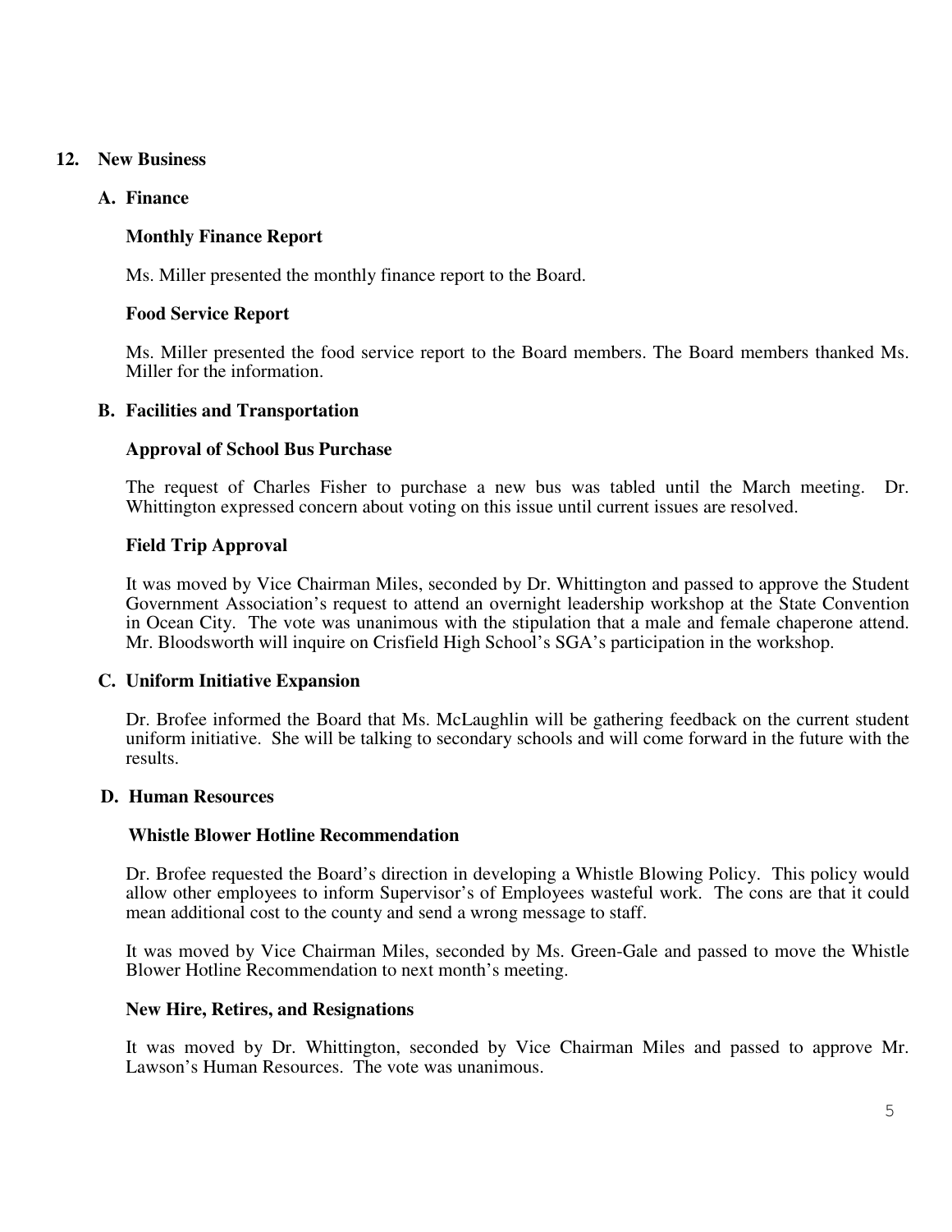## 12. New Business

### A. Finance

**Monthly Finance Report**

Ms. Miller presented the monthly finance report to the Board.

**Food Service Report**

Ms. Miller presented the food service report to the Board members. The Board members thanked Ms. Miller for the information.

### B. Facilities and Transportation

**Approval of School Bus Purchase**

The request of Charles Fisher to purchase a new bus was tabled until the March meeting. Dr. Whittington expressed concern about voting on this issue until current issues are resolved.

**Field Trip Approval**

It was moved by Vice Chairman Miles, seconded by Dr. Whittington and passed to approve the Student Government Association's request to attend an overnight leadership workshop at the State Convention in Ocean City. The vote was unanimous with the stipulation that a male and female chaperone attend. Mr. Bloodsworth will inquire on Crisfield High School's SGA's participation in the workshop.

### C. Uniform Initiative Expansion

Dr. Brofee informed the Board that Ms. McLaughlin will be gathering feedback on the current student uniform initiative. She will be talking to secondary schools and will come forward in the future with the results.

### D. Human Resources

**Whistle Blower Hotline Recommendation**

Dr. Brofee requested the Board's direction in developing a Whistle Blowing Policy. This policy would allow other employees to inform Supervisor's of Employees wasteful work. The cons are that it could mean additional cost to the county and send a wrong message to staff.

It was moved by Vice Chairman Miles, seconded by Ms. Green-Gale and passed to move the Whistle Blower Hotline Recommendation to next month's meeting.

**New Hire, Retires, and Resignations**

It was moved by Dr. Whittington, seconded by Vice Chairman Miles and passed to approve Mr. Lawson's Human Resources. The vote was unanimous.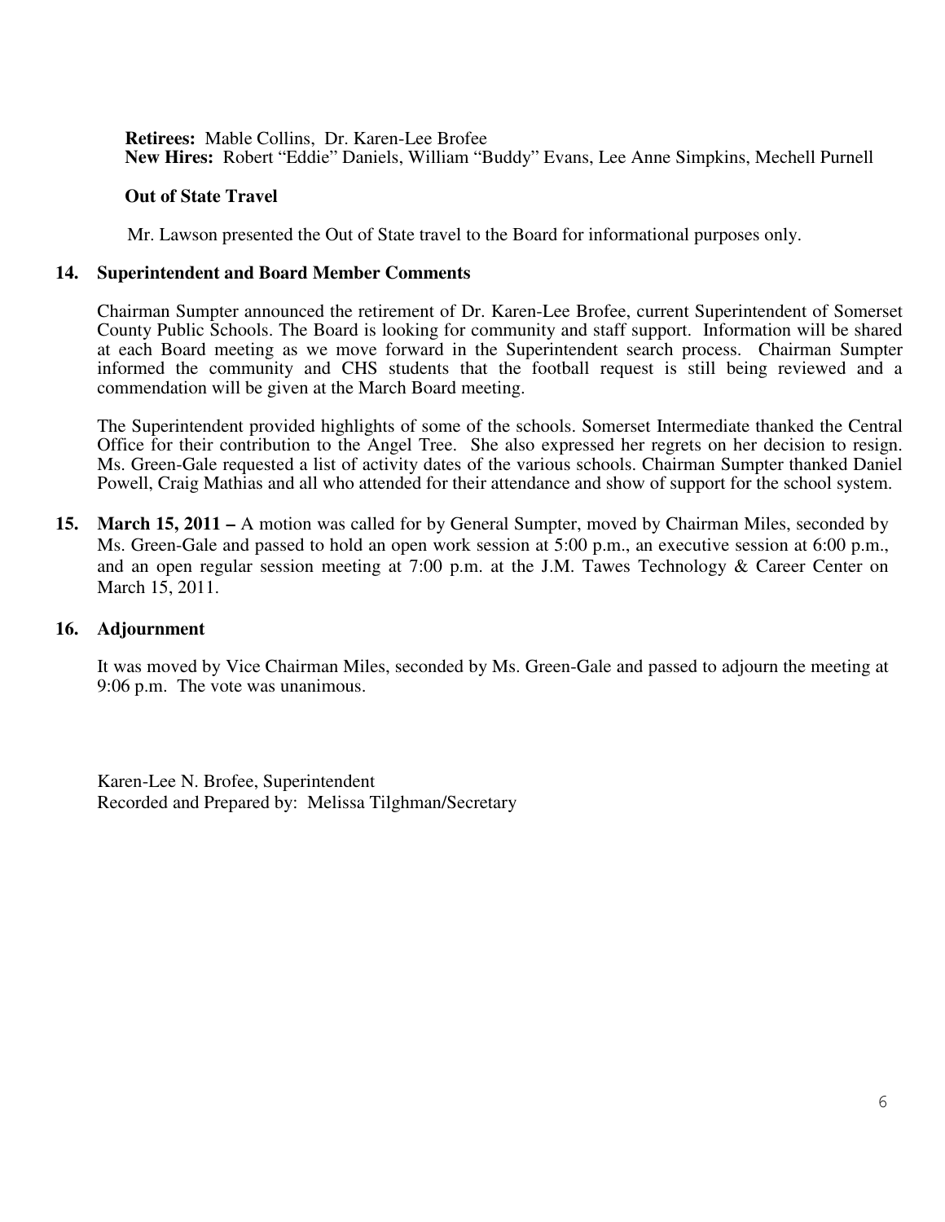**Retirees:** Mable Collins, Dr. Karen-Lee Brofee
**New Hires:** Robert "Eddie" Daniels, William "Buddy" Evans, Lee Anne Simpkins, Mechell Purnell

**Out of State Travel**

Mr. Lawson presented the Out of State travel to the Board for informational purposes only.

**14. Superintendent and Board Member Comments**

Chairman Sumpter announced the retirement of Dr. Karen-Lee Brofee, current Superintendent of Somerset County Public Schools. The Board is looking for community and staff support. Information will be shared at each Board meeting as we move forward in the Superintendent search process. Chairman Sumpter informed the community and CHS students that the football request is still being reviewed and a commendation will be given at the March Board meeting.

The Superintendent provided highlights of some of the schools. Somerset Intermediate thanked the Central Office for their contribution to the Angel Tree. She also expressed her regrets on her decision to resign. Ms. Green-Gale requested a list of activity dates of the various schools. Chairman Sumpter thanked Daniel Powell, Craig Mathias and all who attended for their attendance and show of support for the school system.

**15. March 15, 2011 –** A motion was called for by General Sumpter, moved by Chairman Miles, seconded by Ms. Green-Gale and passed to hold an open work session at 5:00 p.m., an executive session at 6:00 p.m., and an open regular session meeting at 7:00 p.m. at the J.M. Tawes Technology & Career Center on March 15, 2011.

**16. Adjournment**

It was moved by Vice Chairman Miles, seconded by Ms. Green-Gale and passed to adjourn the meeting at 9:06 p.m. The vote was unanimous.

Karen-Lee N. Brofee, Superintendent
Recorded and Prepared by: Melissa Tilghman/Secretary